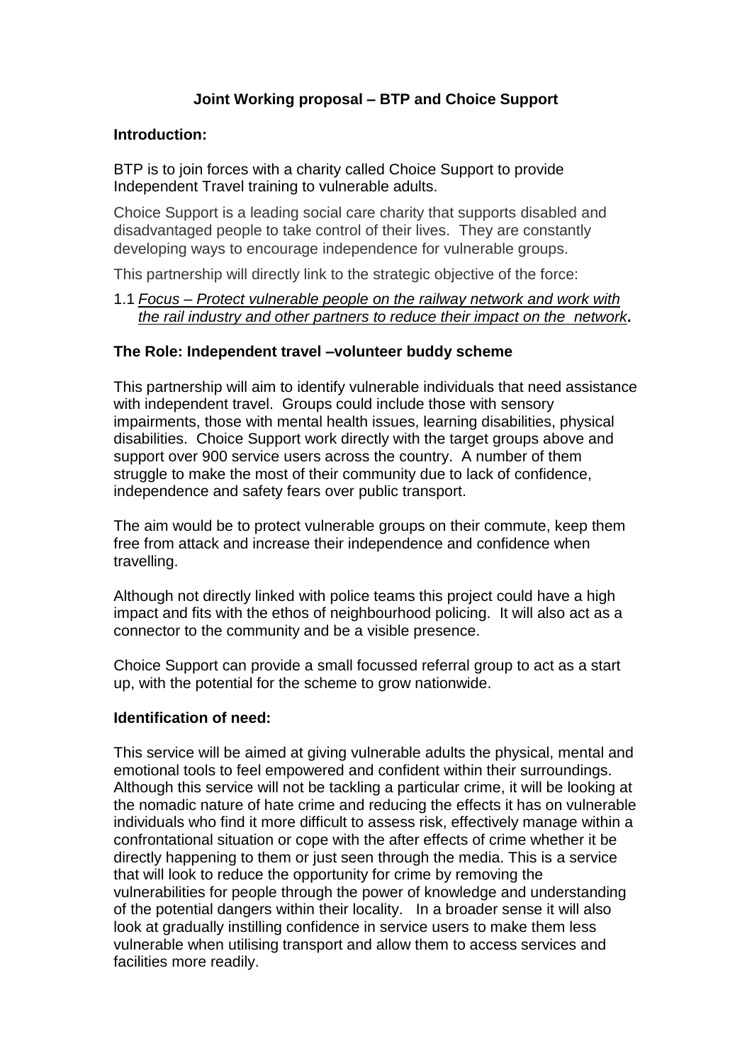# Joint Working proposal – BTP and Choice Support

## Introduction:

BTP is to join forces with a charity called Choice Support to provide Independent Travel training to vulnerable adults.

Choice Support is a leading social care charity that supports disabled and disadvantaged people to take control of their lives. They are constantly developing ways to encourage independence for vulnerable groups.

This partnership will directly link to the strategic objective of the force:

1.1 *Focus – Protect vulnerable people on the railway network and work with the rail industry and other partners to reduce their impact on the network*.

## The Role: Independent travel –volunteer buddy scheme

This partnership will aim to identify vulnerable individuals that need assistance with independent travel. Groups could include those with sensory impairments, those with mental health issues, learning disabilities, physical disabilities. Choice Support work directly with the target groups above and support over 900 service users across the country. A number of them struggle to make the most of their community due to lack of confidence, independence and safety fears over public transport.

The aim would be to protect vulnerable groups on their commute, keep them free from attack and increase their independence and confidence when travelling.

Although not directly linked with police teams this project could have a high impact and fits with the ethos of neighbourhood policing. It will also act as a connector to the community and be a visible presence.

Choice Support can provide a small focussed referral group to act as a start up, with the potential for the scheme to grow nationwide.

## Identification of need:

This service will be aimed at giving vulnerable adults the physical, mental and emotional tools to feel empowered and confident within their surroundings. Although this service will not be tackling a particular crime, it will be looking at the nomadic nature of hate crime and reducing the effects it has on vulnerable individuals who find it more difficult to assess risk, effectively manage within a confrontational situation or cope with the after effects of crime whether it be directly happening to them or just seen through the media. This is a service that will look to reduce the opportunity for crime by removing the vulnerabilities for people through the power of knowledge and understanding of the potential dangers within their locality. In a broader sense it will also look at gradually instilling confidence in service users to make them less vulnerable when utilising transport and allow them to access services and facilities more readily.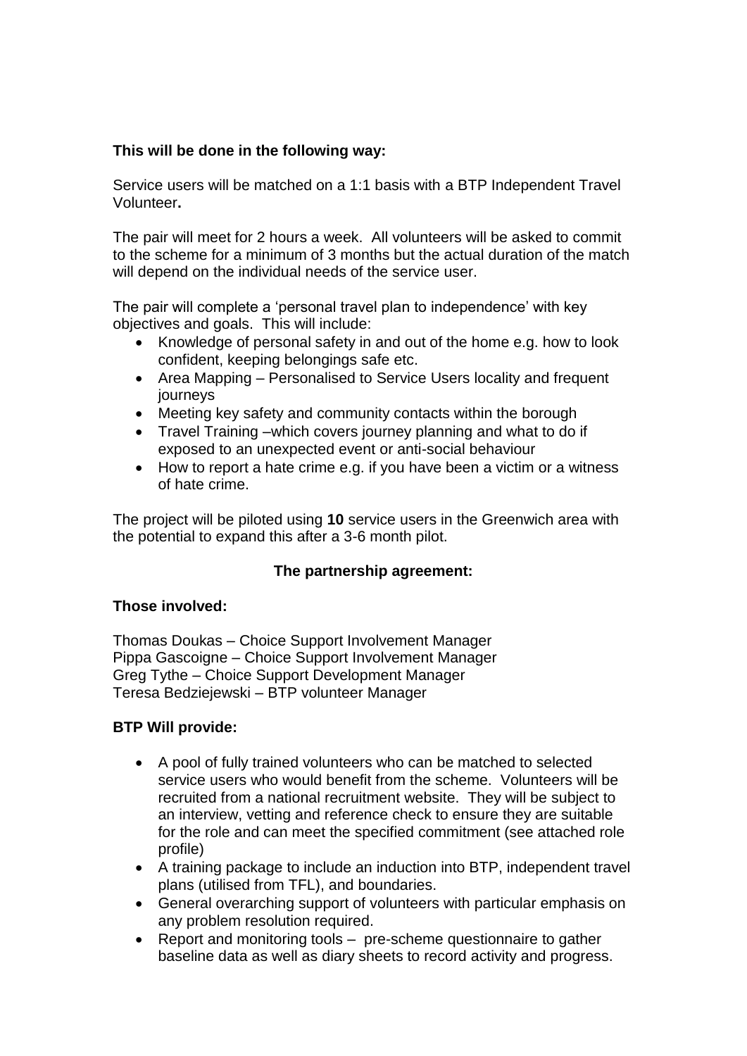**This will be done in the following way:**

Service users will be matched on a 1:1 basis with a BTP Independent Travel Volunteer**.**

The pair will meet for 2 hours a week. All volunteers will be asked to commit to the scheme for a minimum of 3 months but the actual duration of the match will depend on the individual needs of the service user.

The pair will complete a 'personal travel plan to independence' with key objectives and goals. This will include:

- Knowledge of personal safety in and out of the home e.g. how to look confident, keeping belongings safe etc.
- Area Mapping – Personalised to Service Users locality and frequent journeys
- Meeting key safety and community contacts within the borough
- Travel Training –which covers journey planning and what to do if exposed to an unexpected event or anti-social behaviour
- How to report a hate crime e.g. if you have been a victim or a witness of hate crime.

The project will be piloted using **10** service users in the Greenwich area with the potential to expand this after a 3-6 month pilot.

**The partnership agreement:**

**Those involved:**

Thomas Doukas – Choice Support Involvement Manager
Pippa Gascoigne – Choice Support Involvement Manager
Greg Tythe – Choice Support Development Manager
Teresa Bedziejewski – BTP volunteer Manager

**BTP Will provide:**

- A pool of fully trained volunteers who can be matched to selected service users who would benefit from the scheme. Volunteers will be recruited from a national recruitment website. They will be subject to an interview, vetting and reference check to ensure they are suitable for the role and can meet the specified commitment (see attached role profile)
- A training package to include an induction into BTP, independent travel plans (utilised from TFL), and boundaries.
- General overarching support of volunteers with particular emphasis on any problem resolution required.
- Report and monitoring tools – pre-scheme questionnaire to gather baseline data as well as diary sheets to record activity and progress.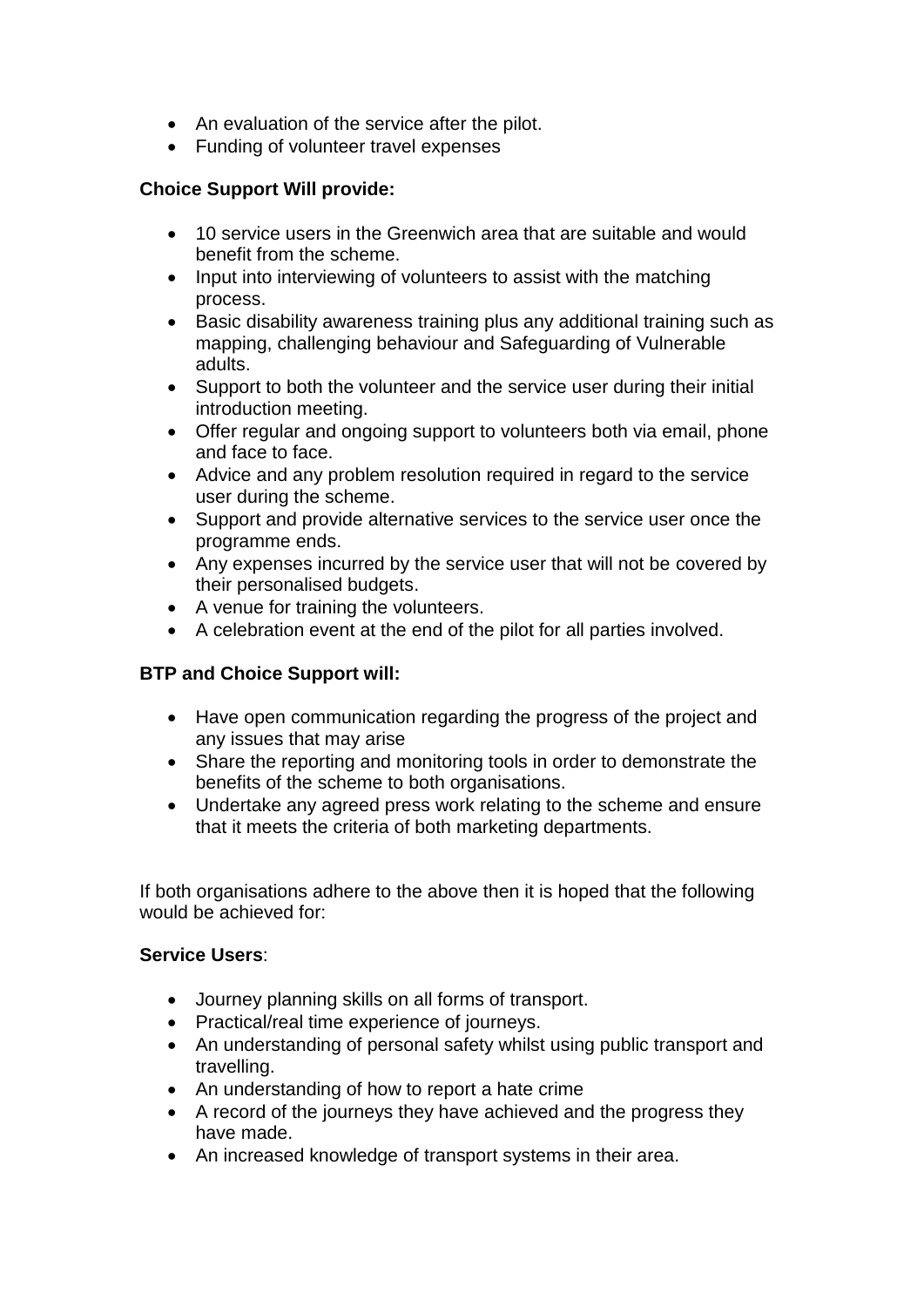- An evaluation of the service after the pilot.
- Funding of volunteer travel expenses

**Choice Support Will provide:**

- 10 service users in the Greenwich area that are suitable and would benefit from the scheme.
- Input into interviewing of volunteers to assist with the matching process.
- Basic disability awareness training plus any additional training such as mapping, challenging behaviour and Safeguarding of Vulnerable adults.
- Support to both the volunteer and the service user during their initial introduction meeting.
- Offer regular and ongoing support to volunteers both via email, phone and face to face.
- Advice and any problem resolution required in regard to the service user during the scheme.
- Support and provide alternative services to the service user once the programme ends.
- Any expenses incurred by the service user that will not be covered by their personalised budgets.
- A venue for training the volunteers.
- A celebration event at the end of the pilot for all parties involved.

**BTP and Choice Support will:**

- Have open communication regarding the progress of the project and any issues that may arise
- Share the reporting and monitoring tools in order to demonstrate the benefits of the scheme to both organisations.
- Undertake any agreed press work relating to the scheme and ensure that it meets the criteria of both marketing departments.

If both organisations adhere to the above then it is hoped that the following would be achieved for:

**Service Users**:

- Journey planning skills on all forms of transport.
- Practical/real time experience of journeys.
- An understanding of personal safety whilst using public transport and travelling.
- An understanding of how to report a hate crime
- A record of the journeys they have achieved and the progress they have made.
- An increased knowledge of transport systems in their area.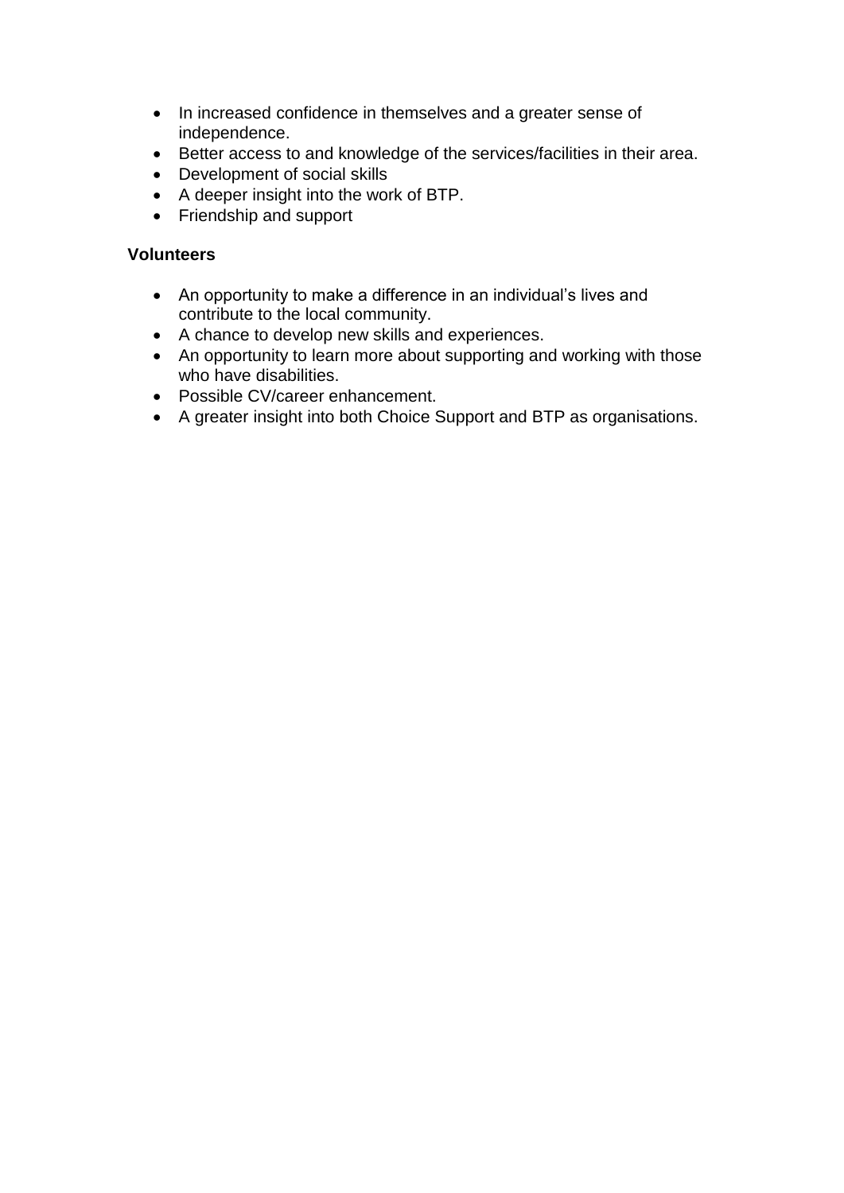- In increased confidence in themselves and a greater sense of independence.
- Better access to and knowledge of the services/facilities in their area.
- Development of social skills
- A deeper insight into the work of BTP.
- Friendship and support

**Volunteers**

- An opportunity to make a difference in an individual's lives and contribute to the local community.
- A chance to develop new skills and experiences.
- An opportunity to learn more about supporting and working with those who have disabilities.
- Possible CV/career enhancement.
- A greater insight into both Choice Support and BTP as organisations.